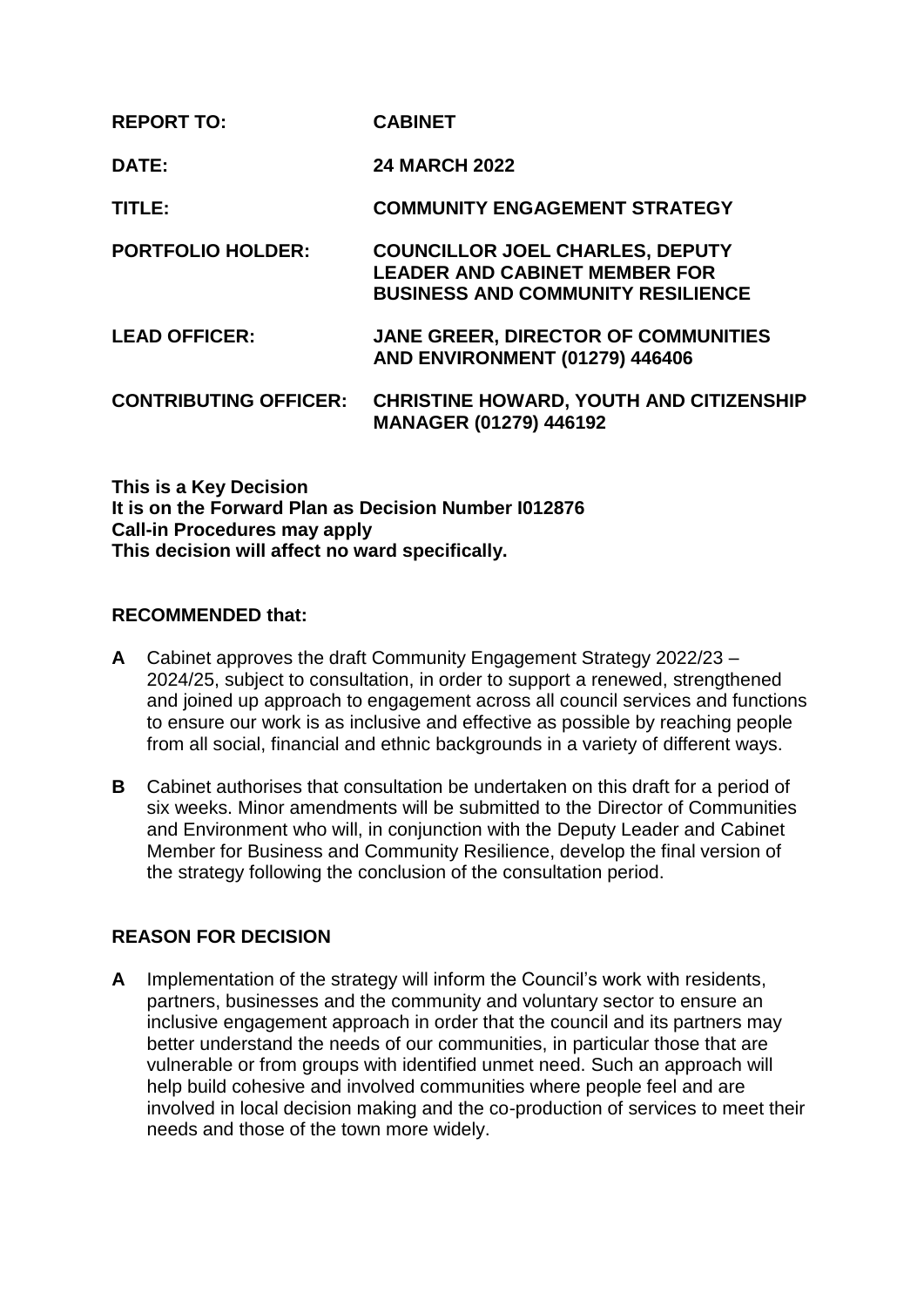| | |
|---|---|
| **REPORT TO:** | **CABINET** |
| **DATE:** | **24 MARCH 2022** |
| **TITLE:** | **COMMUNITY ENGAGEMENT STRATEGY** |
| **PORTFOLIO HOLDER:** | **COUNCILLOR JOEL CHARLES, DEPUTY LEADER AND CABINET MEMBER FOR BUSINESS AND COMMUNITY RESILIENCE** |
| **LEAD OFFICER:** | **JANE GREER, DIRECTOR OF COMMUNITIES AND ENVIRONMENT (01279) 446406** |
| **CONTRIBUTING OFFICER:** | **CHRISTINE HOWARD, YOUTH AND CITIZENSHIP MANAGER (01279) 446192** |

**This is a Key Decision**
**It is on the Forward Plan as Decision Number I012876**
**Call-in Procedures may apply**
**This decision will affect no ward specifically.**

**RECOMMENDED that:**

**A** Cabinet approves the draft Community Engagement Strategy 2022/23 – 2024/25, subject to consultation, in order to support a renewed, strengthened and joined up approach to engagement across all council services and functions to ensure our work is as inclusive and effective as possible by reaching people from all social, financial and ethnic backgrounds in a variety of different ways.

**B** Cabinet authorises that consultation be undertaken on this draft for a period of six weeks. Minor amendments will be submitted to the Director of Communities and Environment who will, in conjunction with the Deputy Leader and Cabinet Member for Business and Community Resilience, develop the final version of the strategy following the conclusion of the consultation period.

**REASON FOR DECISION**

**A** Implementation of the strategy will inform the Council's work with residents, partners, businesses and the community and voluntary sector to ensure an inclusive engagement approach in order that the council and its partners may better understand the needs of our communities, in particular those that are vulnerable or from groups with identified unmet need. Such an approach will help build cohesive and involved communities where people feel and are involved in local decision making and the co-production of services to meet their needs and those of the town more widely.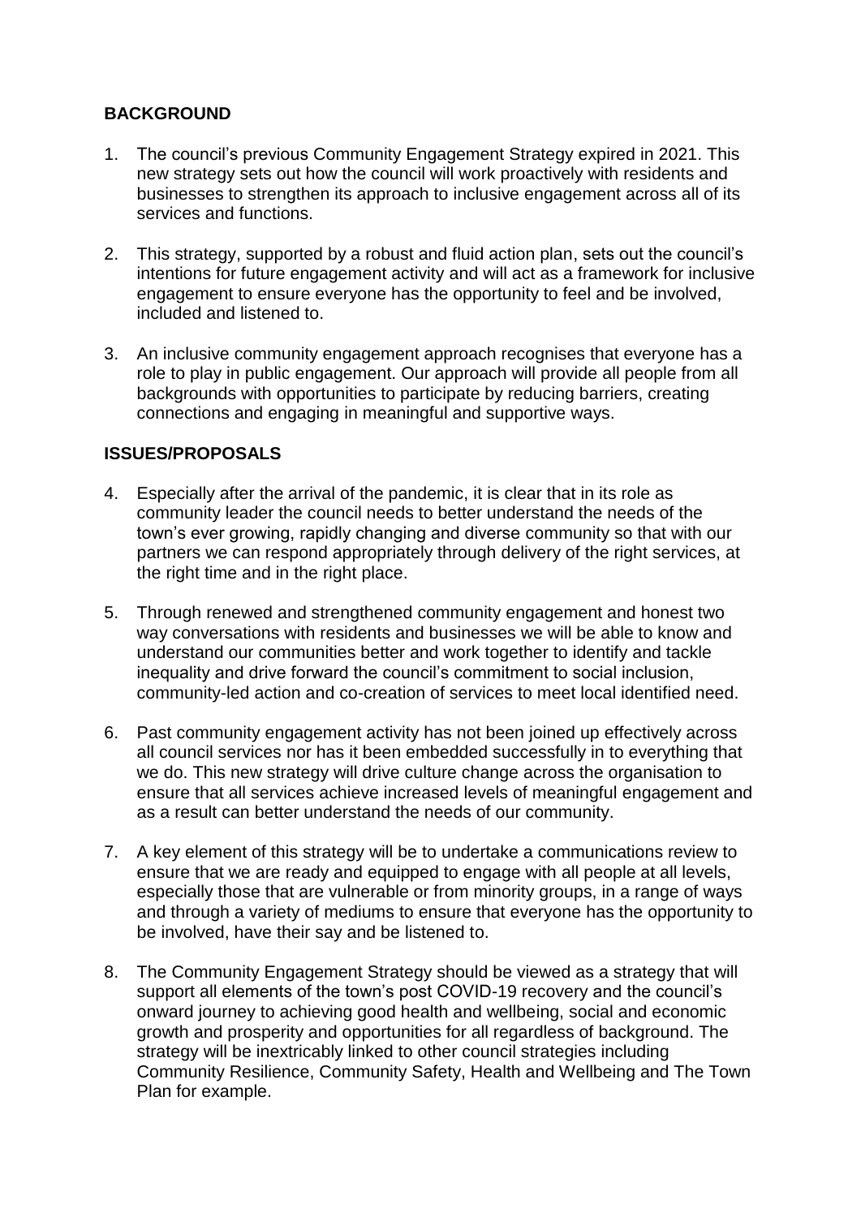## BACKGROUND

1. The council's previous Community Engagement Strategy expired in 2021. This new strategy sets out how the council will work proactively with residents and businesses to strengthen its approach to inclusive engagement across all of its services and functions.

2. This strategy, supported by a robust and fluid action plan, sets out the council's intentions for future engagement activity and will act as a framework for inclusive engagement to ensure everyone has the opportunity to feel and be involved, included and listened to.

3. An inclusive community engagement approach recognises that everyone has a role to play in public engagement. Our approach will provide all people from all backgrounds with opportunities to participate by reducing barriers, creating connections and engaging in meaningful and supportive ways.

## ISSUES/PROPOSALS

4. Especially after the arrival of the pandemic, it is clear that in its role as community leader the council needs to better understand the needs of the town's ever growing, rapidly changing and diverse community so that with our partners we can respond appropriately through delivery of the right services, at the right time and in the right place.

5. Through renewed and strengthened community engagement and honest two way conversations with residents and businesses we will be able to know and understand our communities better and work together to identify and tackle inequality and drive forward the council's commitment to social inclusion, community-led action and co-creation of services to meet local identified need.

6. Past community engagement activity has not been joined up effectively across all council services nor has it been embedded successfully in to everything that we do. This new strategy will drive culture change across the organisation to ensure that all services achieve increased levels of meaningful engagement and as a result can better understand the needs of our community.

7. A key element of this strategy will be to undertake a communications review to ensure that we are ready and equipped to engage with all people at all levels, especially those that are vulnerable or from minority groups, in a range of ways and through a variety of mediums to ensure that everyone has the opportunity to be involved, have their say and be listened to.

8. The Community Engagement Strategy should be viewed as a strategy that will support all elements of the town's post COVID-19 recovery and the council's onward journey to achieving good health and wellbeing, social and economic growth and prosperity and opportunities for all regardless of background. The strategy will be inextricably linked to other council strategies including Community Resilience, Community Safety, Health and Wellbeing and The Town Plan for example.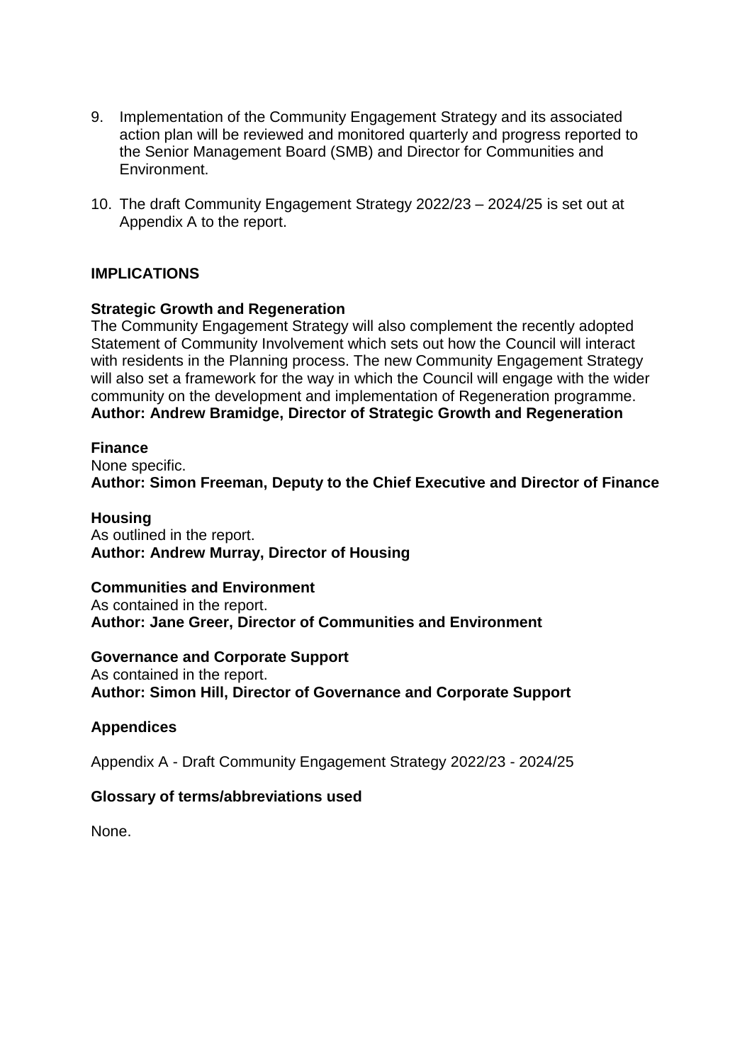9. Implementation of the Community Engagement Strategy and its associated action plan will be reviewed and monitored quarterly and progress reported to the Senior Management Board (SMB) and Director for Communities and Environment.

10. The draft Community Engagement Strategy 2022/23 – 2024/25 is set out at Appendix A to the report.

**IMPLICATIONS**

**Strategic Growth and Regeneration**
The Community Engagement Strategy will also complement the recently adopted Statement of Community Involvement which sets out how the Council will interact with residents in the Planning process. The new Community Engagement Strategy will also set a framework for the way in which the Council will engage with the wider community on the development and implementation of Regeneration programme.
**Author: Andrew Bramidge, Director of Strategic Growth and Regeneration**

**Finance**
None specific.
**Author: Simon Freeman, Deputy to the Chief Executive and Director of Finance**

**Housing**
As outlined in the report.
**Author: Andrew Murray, Director of Housing**

**Communities and Environment**
As contained in the report.
**Author: Jane Greer, Director of Communities and Environment**

**Governance and Corporate Support**
As contained in the report.
**Author: Simon Hill, Director of Governance and Corporate Support**

**Appendices**

Appendix A - Draft Community Engagement Strategy 2022/23 - 2024/25

**Glossary of terms/abbreviations used**

None.